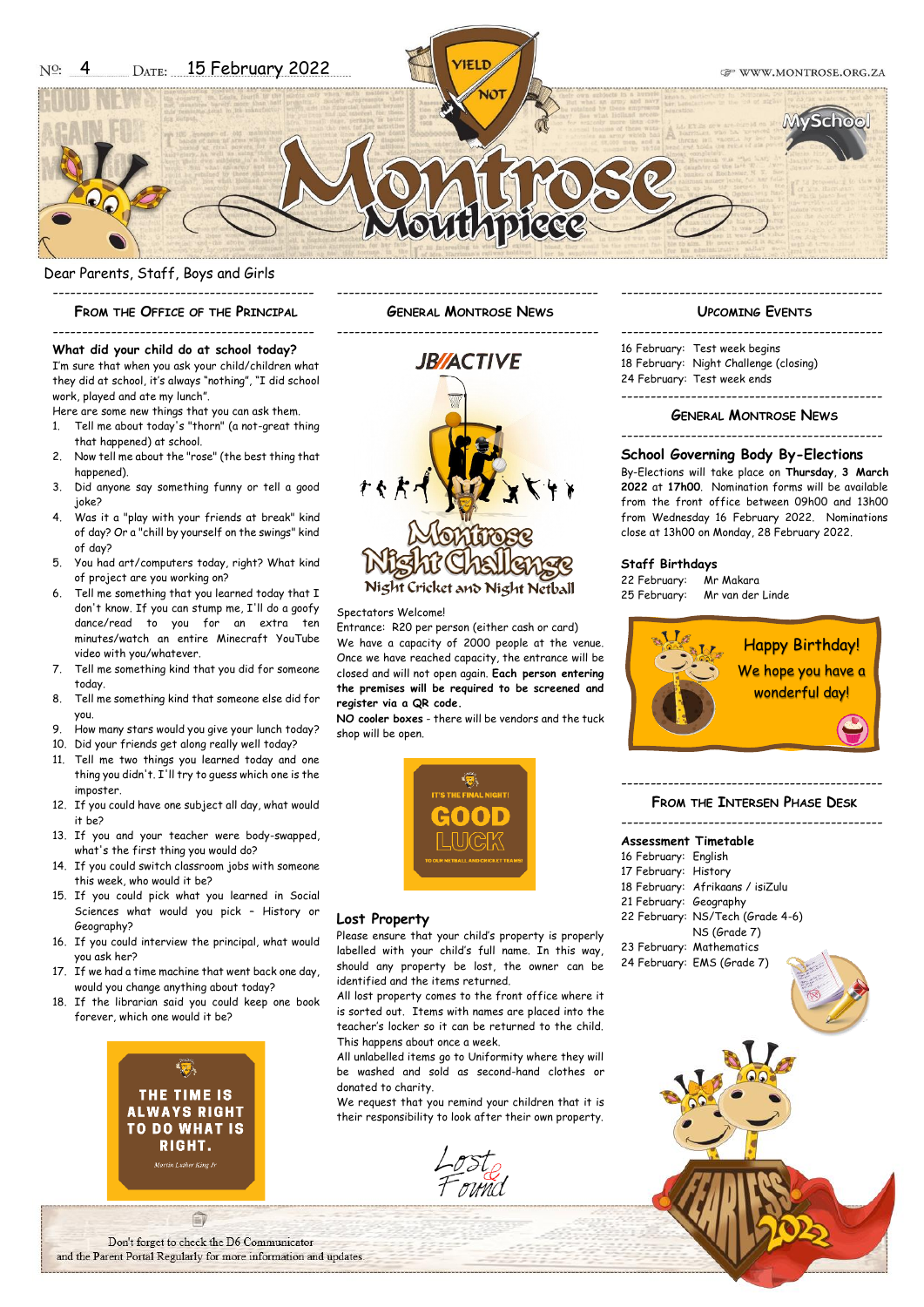No: 4 Date: 15 February 2022

WWW.MONTROSE.ORG.ZA

# Montrose Mouthpiece

Dear Parents, Staff, Boys and Girls

## From the Office of the Principal

**What did your child do at school today?**

I'm sure that when you ask your child/children what they did at school, it's always "nothing", "I did school work, played and ate my lunch".

Here are some new things that you can ask them.

1. Tell me about today's "thorn" (a not-great thing that happened) at school.
2. Now tell me about the "rose" (the best thing that happened).
3. Did anyone say something funny or tell a good joke?
4. Was it a "play with your friends at break" kind of day? Or a "chill by yourself on the swings" kind of day?
5. You had art/computers today, right? What kind of project are you working on?
6. Tell me something you learned today that I don't know. If you can stump me, I'll do a goofy dance/read to you for an extra ten minutes/watch an entire Minecraft YouTube video with you/whatever.
7. Tell me something kind that you did for someone today.
8. Tell me something kind that someone else did for you.
9. How many stars would you give your lunch today?
10. Did your friends get along really well today?
11. Tell me two things you learned today and one thing you didn't. I'll try to guess which one is the imposter.
12. If you could have one subject all day, what would it be?
13. If you and your teacher were body-swapped, what's the first thing you would do?
14. If you could switch classroom jobs with someone this week, who would it be?
15. If you could pick what you learned in Social Sciences what would you pick – History or Geography?
16. If you could interview the principal, what would you ask her?
17. If we had a time machine that went back one day, would you change anything about today?
18. If the librarian said you could keep one book forever, which one would it be?

THE TIME IS ALWAYS RIGHT TO DO WHAT IS RIGHT.

Martin Luther King Jr

## General Montrose News

JB ACTIVE

Montrose Night Challenge

Night Cricket and Night Netball

Spectators Welcome!

Entrance: R20 per person (either cash or card)

We have a capacity of 2000 people at the venue. Once we have reached capacity, the entrance will be closed and will not open again. **Each person entering the premises will be required to be screened and register via a QR code.**

**NO cooler boxes** - there will be vendors and the tuck shop will be open.

IT'S THE FINAL NIGHT! GOOD LUCK TO OUR NETBALL AND CRICKET TEAMS!

### Lost Property

Please ensure that your child's property is properly labelled with your child's full name. In this way, should any property be lost, the owner can be identified and the items returned.

All lost property comes to the front office where it is sorted out. Items with names are placed into the teacher's locker so it can be returned to the child. This happens about once a week.

All unlabelled items go to Uniformity where they will be washed and sold as second-hand clothes or donated to charity.

We request that you remind your children that it is their responsibility to look after their own property.

Lost & Found

## Upcoming Events

16 February: Test week begins
18 February: Night Challenge (closing)
24 February: Test week ends

## General Montrose News

### School Governing Body By-Elections

By-Elections will take place on **Thursday**, **3 March 2022** at **17h00**. Nomination forms will be available from the front office between 09h00 and 13h00 from Wednesday 16 February 2022. Nominations close at 13h00 on Monday, 28 February 2022.

### Staff Birthdays

22 February: Mr Makara
25 February: Mr van der Linde

Happy Birthday! We hope you have a wonderful day!

## From the Intersen Phase Desk

### Assessment Timetable

16 February: English
17 February: History
18 February: Afrikaans / isiZulu
21 February: Geography
22 February: NS/Tech (Grade 4-6)
NS (Grade 7)
23 February: Mathematics
24 February: EMS (Grade 7)

Don't forget to check the D6 Communicator and the Parent Portal Regularly for more information and updates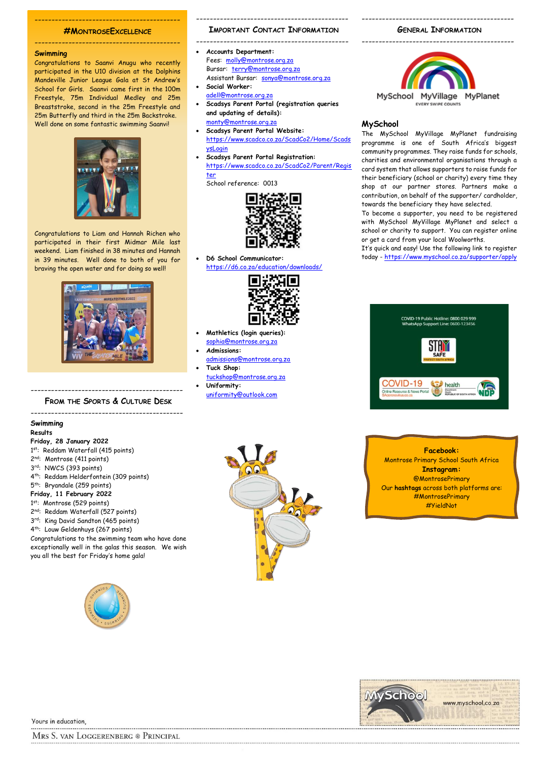## #MontroseExcellence

**Swimming**

Congratulations to Saanvi Angugu who recently participated in the U10 division at the Dolphins Mandeville Junior League Gala at St Andrew's School for Girls. Saanvi came first in the 100m Freestyle, 75m Individual Medley and 25m Breaststroke, second in the 25m Freestyle and 25m Butterfly and third in the 25m Backstroke. Well done on some fantastic swimming Saanvi!

Congratulations to Liam and Hannah Richen who participated in their first Midmar Mile last weekend. Liam finished in 38 minutes and Hannah in 39 minutes. Well done to both of you for braving the open water and for doing so well!

## From the Sports & Culture Desk

**Swimming**

**Results**

**Friday, 28 January 2022**

1st: Reddam Waterfall (415 points)
2nd: Montrose (411 points)
3rd: NWCS (393 points)
4th: Reddam Helderfontein (309 points)
5th: Bryandale (259 points)

**Friday, 11 February 2022**

1st: Montrose (529 points)
2nd: Reddam Waterfall (527 points)
3rd: King David Sandton (465 points)
4th: Louw Geldenhuys (267 points)

Congratulations to the swimming team who have done exceptionally well in the galas this season. We wish you all the best for Friday's home gala!

## Important Contact Information

- **Accounts Department:**
  Fees: molly@montrose.org.za
  Bursar: terry@montrose.org.za
  Assistant Bursar: sonya@montrose.org.za
- **Social Worker:**
  adell@montrose.org.za
- **Scadsys Parent Portal (registration queries and updating of details):**
  monty@montrose.org.za
- **Scadsys Parent Portal Website:**
  https://www.scadco.co.za/ScadCo2/Home/ScadsysLogin
- **Scadsys Parent Portal Registration:**
  https://www.scadco.co.za/ScadCo2/Parent/Register
  School reference: 0013
- **D6 School Communicator:**
  https://d6.co.za/education/downloads/
- **Mathletics (login queries):**
  sophia@montrose.org.za
- **Admissions:**
  admissions@montrose.org.za
- **Tuck Shop:**
  tuckshop@montrose.org.za
- **Uniformity:**
  uniformity@outlook.com

## General Information

MySchool MyVillage MyPlanet
EVERY SWIPE COUNTS

### MySchool

The MySchool MyVillage MyPlanet fundraising programme is one of South Africa's biggest community programmes. They raise funds for schools, charities and environmental organisations through a card system that allows supporters to raise funds for their beneficiary (school or charity) every time they shop at our partner stores. Partners make a contribution, on behalf of the supporter/ cardholder, towards the beneficiary they have selected.

To become a supporter, you need to be registered with MySchool MyVillage MyPlanet and select a school or charity to support. You can register online or get a card from your local Woolworths.

It's quick and easy! Use the following link to register today - https://www.myschool.co.za/supporter/apply

COVID-19 Public Hotline: 0800 029 999
WhatsApp Support Line: 0600-123456

**Facebook:**
Montrose Primary School South Africa
**Instagram:**
@MontrosePrimary
Our **hashtags** across both platforms are:
#MontrosePrimary
#YieldNot

MySchool
www.myschool.co.za

Yours in education,

Mrs S. van Loggerenberg ❁ Principal